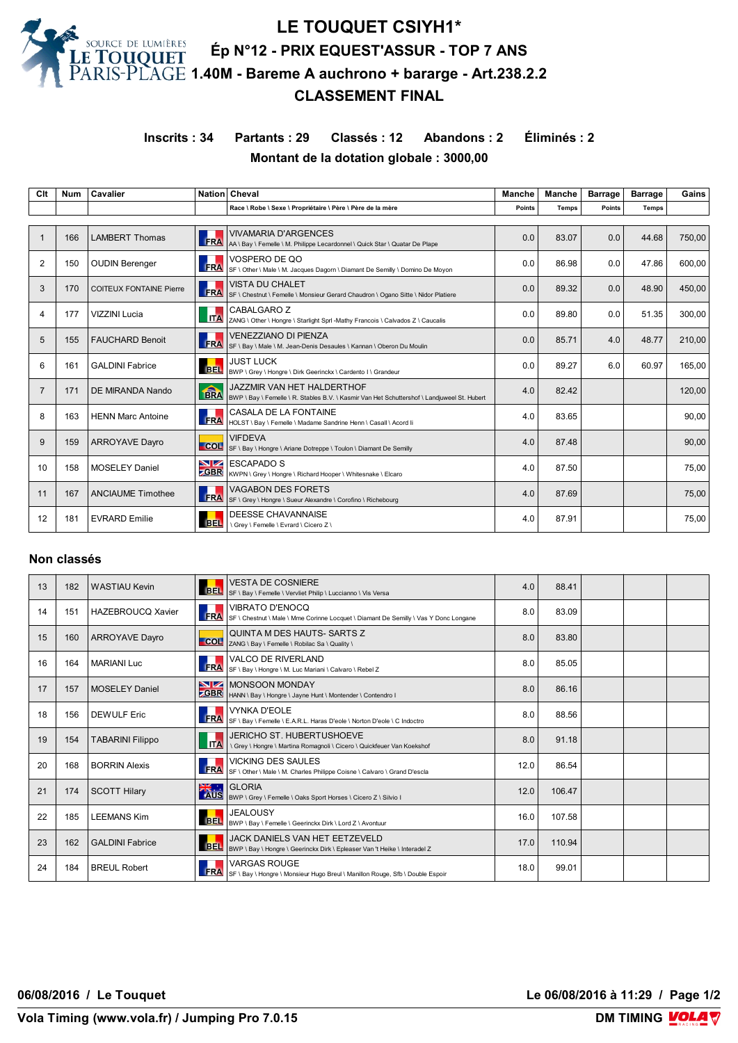# LE TOUQUET CSIYH1*

## Ép N°12 - PRIX EQUEST'ASSUR - TOP 7 ANS

## 1.40M - Bareme A auchrono + bararge - Art.238.2.2

## CLASSEMENT FINAL

**Inscrits : 34 Partants : 29 Classés : 12 Abandons : 2 Éliminés : 2**

**Montant de la dotation globale : 3000,00**

| Clt | Num | Cavalier | Nation | Cheval<br>Race \ Robe \ Sexe \ Propriétaire \ Père \ Père de la mère | Manche<br>Points | Manche<br>Temps | Barrage<br>Points | Barrage<br>Temps | Gains |
|---|---|---|---|---|---|---|---|---|---|
| 1 | 166 | LAMBERT Thomas | FRA | VIVAMARIA D'ARGENCES<br>AA \ Bay \ Femelle \ M. Philippe Lecardonnel \ Quick Star \ Quatar De Plape | 0.0 | 83.07 | 0.0 | 44.68 | 750,00 |
| 2 | 150 | OUDIN Berenger | FRA | VOSPERO DE QO<br>SF \ Other \ Male \ M. Jacques Dagorn \ Diamant De Semilly \ Domino De Moyon | 0.0 | 86.98 | 0.0 | 47.86 | 600,00 |
| 3 | 170 | COITEUX FONTAINE Pierre | FRA | VISTA DU CHALET<br>SF \ Chestnut \ Femelle \ Monsieur Gerard Chaudron \ Ogano Sitte \ Nidor Platiere | 0.0 | 89.32 | 0.0 | 48.90 | 450,00 |
| 4 | 177 | VIZZINI Lucia | ITA | CABALGARO Z<br>ZANG \ Other \ Hongre \ Starlight Sprl -Mathy Francois \ Calvados Z \ Caucalis | 0.0 | 89.80 | 0.0 | 51.35 | 300,00 |
| 5 | 155 | FAUCHARD Benoit | FRA | VENEZZIANO DI PIENZA<br>SF \ Bay \ Male \ M. Jean-Denis Desaules \ Kannan \ Oberon Du Moulin | 0.0 | 85.71 | 4.0 | 48.77 | 210,00 |
| 6 | 161 | GALDINI Fabrice | BEL | JUST LUCK<br>BWP \ Grey \ Hongre \ Dirk Geerinckx \ Cardento I \ Grandeur | 0.0 | 89.27 | 6.0 | 60.97 | 165,00 |
| 7 | 171 | DE MIRANDA Nando | BRA | JAZZMIR VAN HET HALDERTHOF<br>BWP \ Bay \ Femelle \ R. Stables B.V. \ Kasmir Van Het Schuttershof \ Landjuweel St. Hubert | 4.0 | 82.42 | | | 120,00 |
| 8 | 163 | HENN Marc Antoine | FRA | CASALA DE LA FONTAINE<br>HOLST \ Bay \ Femelle \ Madame Sandrine Henn \ Casall \ Acord Ii | 4.0 | 83.65 | | | 90,00 |
| 9 | 159 | ARROYAVE Dayro | COL | VIFDEVA<br>SF \ Bay \ Hongre \ Ariane Dotreppe \ Toulon \ Diamant De Semilly | 4.0 | 87.48 | | | 90,00 |
| 10 | 158 | MOSELEY Daniel | GBR | ESCAPADO S<br>KWPN \ Grey \ Hongre \ Richard Hooper \ Whitesnake \ Elcaro | 4.0 | 87.50 | | | 75,00 |
| 11 | 167 | ANCIAUME Timothee | FRA | VAGABON DES FORETS<br>SF \ Grey \ Hongre \ Sueur Alexandre \ Corofino \ Richebourg | 4.0 | 87.69 | | | 75,00 |
| 12 | 181 | EVRARD Emilie | BEL | DEESSE CHAVANNAISE<br>\ Grey \ Femelle \ Evrard \ Cicero Z \ | 4.0 | 87.91 | | | 75,00 |

### Non classés

| Clt | Num | Cavalier | Nation | Cheval | Manche Points | Manche Temps | Barrage Points | Barrage Temps | Gains |
|---|---|---|---|---|---|---|---|---|---|
| 13 | 182 | WASTIAU Kevin | BEL | VESTA DE COSNIERE<br>SF \ Bay \ Femelle \ Vervliet Philip \ Luccianno \ Vis Versa | 4.0 | 88.41 | | | |
| 14 | 151 | HAZEBROUCQ Xavier | FRA | VIBRATO D'ENOCQ<br>SF \ Chestnut \ Male \ Mme Corinne Locquet \ Diamant De Semilly \ Vas Y Donc Longane | 8.0 | 83.09 | | | |
| 15 | 160 | ARROYAVE Dayro | COL | QUINTA M DES HAUTS- SARTS Z<br>ZANG \ Bay \ Femelle \ Robilac Sa \ Quality \ | 8.0 | 83.80 | | | |
| 16 | 164 | MARIANI Luc | FRA | VALCO DE RIVERLAND<br>SF \ Bay \ Hongre \ M. Luc Mariani \ Calvaro \ Rebel Z | 8.0 | 85.05 | | | |
| 17 | 157 | MOSELEY Daniel | GBR | MONSOON MONDAY<br>HANN \ Bay \ Hongre \ Jayne Hunt \ Montender \ Contendro I | 8.0 | 86.16 | | | |
| 18 | 156 | DEWULF Eric | FRA | VYNKA D'EOLE<br>SF \ Bay \ Femelle \ E.A.R.L. Haras D'eole \ Norton D'eole \ C Indoctro | 8.0 | 88.56 | | | |
| 19 | 154 | TABARINI Filippo | ITA | JERICHO ST. HUBERTUSHOEVE<br>\ Grey \ Hongre \ Martina Romagnoli \ Cicero \ Quickfeuer Van Koekshof | 8.0 | 91.18 | | | |
| 20 | 168 | BORRIN Alexis | FRA | VICKING DES SAULES<br>SF \ Other \ Male \ M. Charles Philippe Coisne \ Calvaro \ Grand D'escla | 12.0 | 86.54 | | | |
| 21 | 174 | SCOTT Hilary | AUS | GLORIA<br>BWP \ Grey \ Femelle \ Oaks Sport Horses \ Cicero Z \ Silvio I | 12.0 | 106.47 | | | |
| 22 | 185 | LEEMANS Kim | BEL | JEALOUSY<br>BWP \ Bay \ Femelle \ Geerinckx Dirk \ Lord Z \ Avontuur | 16.0 | 107.58 | | | |
| 23 | 162 | GALDINI Fabrice | BEL | JACK DANIELS VAN HET EETZEVELD<br>BWP \ Bay \ Hongre \ Geerinckx Dirk \ Epleaser Van 't Heike \ Interadel Z | 17.0 | 110.94 | | | |
| 24 | 184 | BREUL Robert | FRA | VARGAS ROUGE<br>SF \ Bay \ Hongre \ Monsieur Hugo Breul \ Manillon Rouge, Sfb \ Double Espoir | 18.0 | 99.01 | | | |

**06/08/2016 / Le Touquet** — **Le 06/08/2016 à 11:29**

**Vola Timing (www.vola.fr) / Jumping Pro 7.0.15** — **DM TIMING**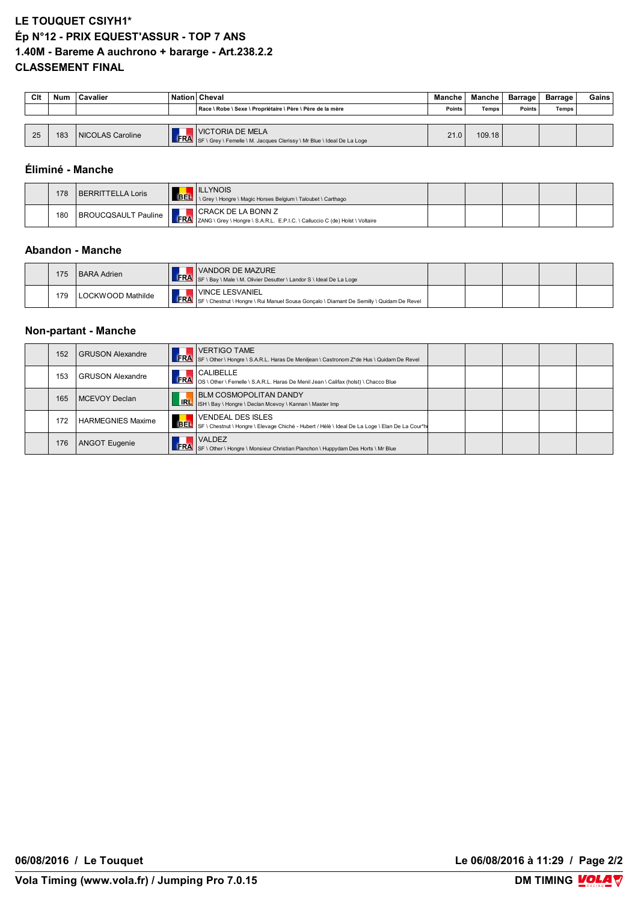# LE TOUQUET CSIYH1*

## Ép N°12 - PRIX EQUEST'ASSUR - TOP 7 ANS

## 1.40M - Bareme A auchrono + bararge - Art.238.2.2

## CLASSEMENT FINAL

| Clt | Num | Cavalier | Nation | Cheval | Manche | Manche | Barrage | Barrage | Gains |
|---|---|---|---|---|---|---|---|---|---|
| | | | | Race \ Robe \ Sexe \ Propriétaire \ Père \ Père de la mère | Points | Temps | Points | Temps | |
| 25 | 183 | NICOLAS Caroline | FRA | VICTORIA DE MELA<br>SF \ Grey \ Femelle \ M. Jacques Clerissy \ Mr Blue \ Ideal De La Loge | 21.0 | 109.18 | | | |

### Éliminé - Manche

| Clt | Num | Cavalier | Nation | Cheval | Manche | Manche | Barrage | Barrage | Gains |
|---|---|---|---|---|---|---|---|---|---|
| | 178 | BERRITTELLA Loris | BEL | ILLYNOIS<br>\ Grey \ Hongre \ Magic Horses Belgium \ Taloubet \ Carthago | | | | | |
| | 180 | BROUCQSAULT Pauline | FRA | CRACK DE LA BONN Z<br>ZANG \ Grey \ Hongre \ S.A.R.L. E.P.I.C. \ Calluccio C (de) Holst \ Voltaire | | | | | |

### Abandon - Manche

| Clt | Num | Cavalier | Nation | Cheval | Manche | Manche | Barrage | Barrage | Gains |
|---|---|---|---|---|---|---|---|---|---|
| | 175 | BARA Adrien | FRA | VANDOR DE MAZURE<br>SF \ Bay \ Male \ M. Olivier Desutter \ Landor S \ Ideal De La Loge | | | | | |
| | 179 | LOCKWOOD Mathilde | FRA | VINCE LESVANIEL<br>SF \ Chestnut \ Hongre \ Rui Manuel Sousa Gonçalo \ Diamant De Semilly \ Quidam De Revel | | | | | |

### Non-partant - Manche

| Clt | Num | Cavalier | Nation | Cheval | Manche | Manche | Barrage | Barrage | Gains |
|---|---|---|---|---|---|---|---|---|---|
| | 152 | GRUSON Alexandre | FRA | VERTIGO TAME<br>SF \ Other \ Hongre \ S.A.R.L. Haras De Menil​jean \ Castronom Z*de Hus \ Quidam De Revel | | | | | |
| | 153 | GRUSON Alexandre | FRA | CALIBELLE<br>OS \ Other \ Femelle \ S.A.R.L. Haras De Menil Jean \ Califax (holst) \ Chacco Blue | | | | | |
| | 165 | MCEVOY Declan | IRL | BLM COSMOPOLITAN DANDY<br>ISH \ Bay \ Hongre \ Declan Mcevoy \ Kannan \ Master Imp | | | | | |
| | 172 | HARMEGNIES Maxime | BEL | VENDEAL DES ISLES<br>SF \ Chestnut \ Hongre \ Elevage Chiché - Hubert / Hélè \ Ideal De La Loge \ Elan De La Cour*h | | | | | |
| | 176 | ANGOT Eugenie | FRA | VALDEZ<br>SF \ Other \ Hongre \ Monsieur Christian Planchon \ Huppydam Des Horts \ Mr Blue | | | | | |

**06/08/2016 / Le Touquet** — **Le 06/08/2016 à 11:29**

**Vola Timing (www.vola.fr) / Jumping Pro 7.0.15** — **DM TIMING**